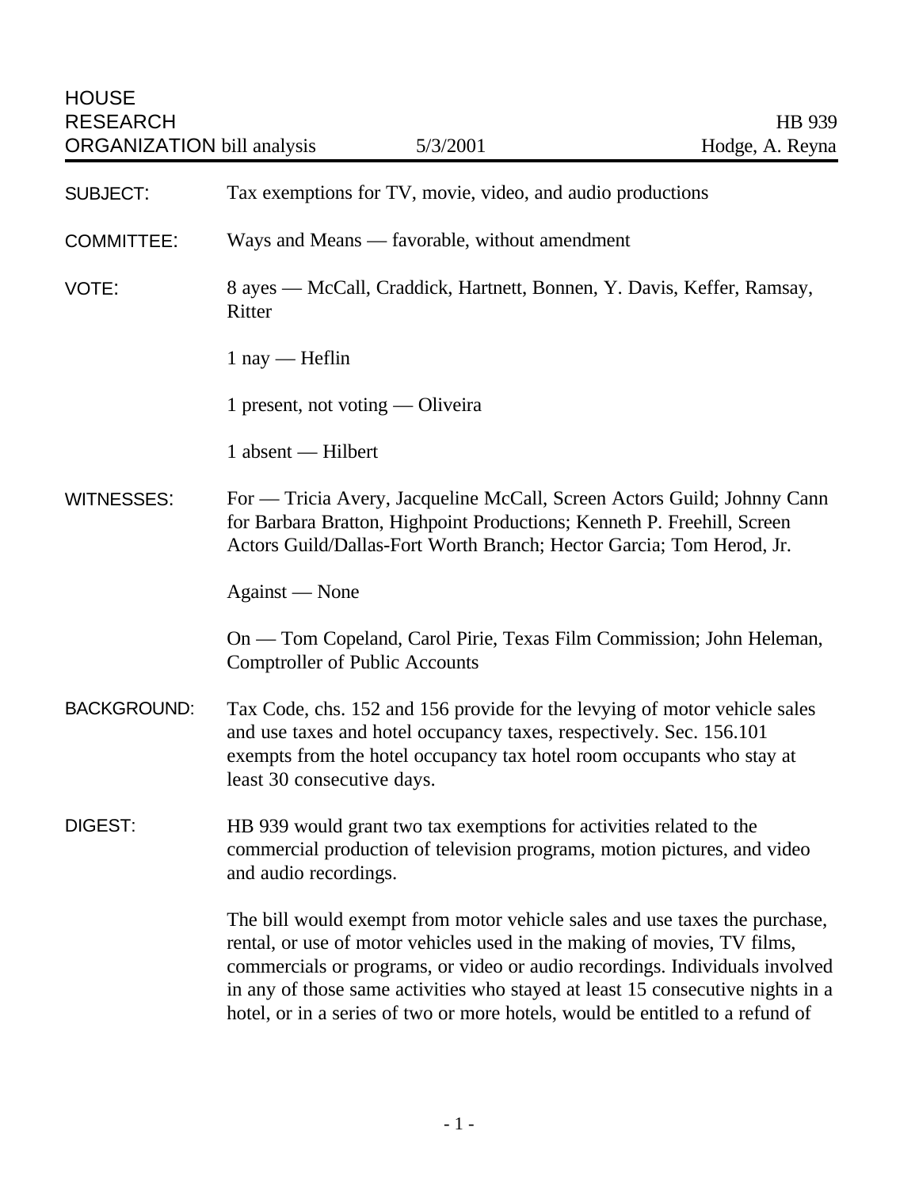HOUSE RESEARCH ORGANIZATION bill analysis — 5/3/2001 — HB 939 — Hodge, A. Reyna

**SUBJECT:** Tax exemptions for TV, movie, video, and audio productions

**COMMITTEE:** Ways and Means — favorable, without amendment

**VOTE:** 8 ayes — McCall, Craddick, Hartnett, Bonnen, Y. Davis, Keffer, Ramsay, Ritter

1 nay — Heflin

1 present, not voting — Oliveira

1 absent — Hilbert

**WITNESSES:** For — Tricia Avery, Jacqueline McCall, Screen Actors Guild; Johnny Cann for Barbara Bratton, Highpoint Productions; Kenneth P. Freehill, Screen Actors Guild/Dallas-Fort Worth Branch; Hector Garcia; Tom Herod, Jr.

Against — None

On — Tom Copeland, Carol Pirie, Texas Film Commission; John Heleman, Comptroller of Public Accounts

**BACKGROUND:** Tax Code, chs. 152 and 156 provide for the levying of motor vehicle sales and use taxes and hotel occupancy taxes, respectively. Sec. 156.101 exempts from the hotel occupancy tax hotel room occupants who stay at least 30 consecutive days.

**DIGEST:** HB 939 would grant two tax exemptions for activities related to the commercial production of television programs, motion pictures, and video and audio recordings.

The bill would exempt from motor vehicle sales and use taxes the purchase, rental, or use of motor vehicles used in the making of movies, TV films, commercials or programs, or video or audio recordings. Individuals involved in any of those same activities who stayed at least 15 consecutive nights in a hotel, or in a series of two or more hotels, would be entitled to a refund of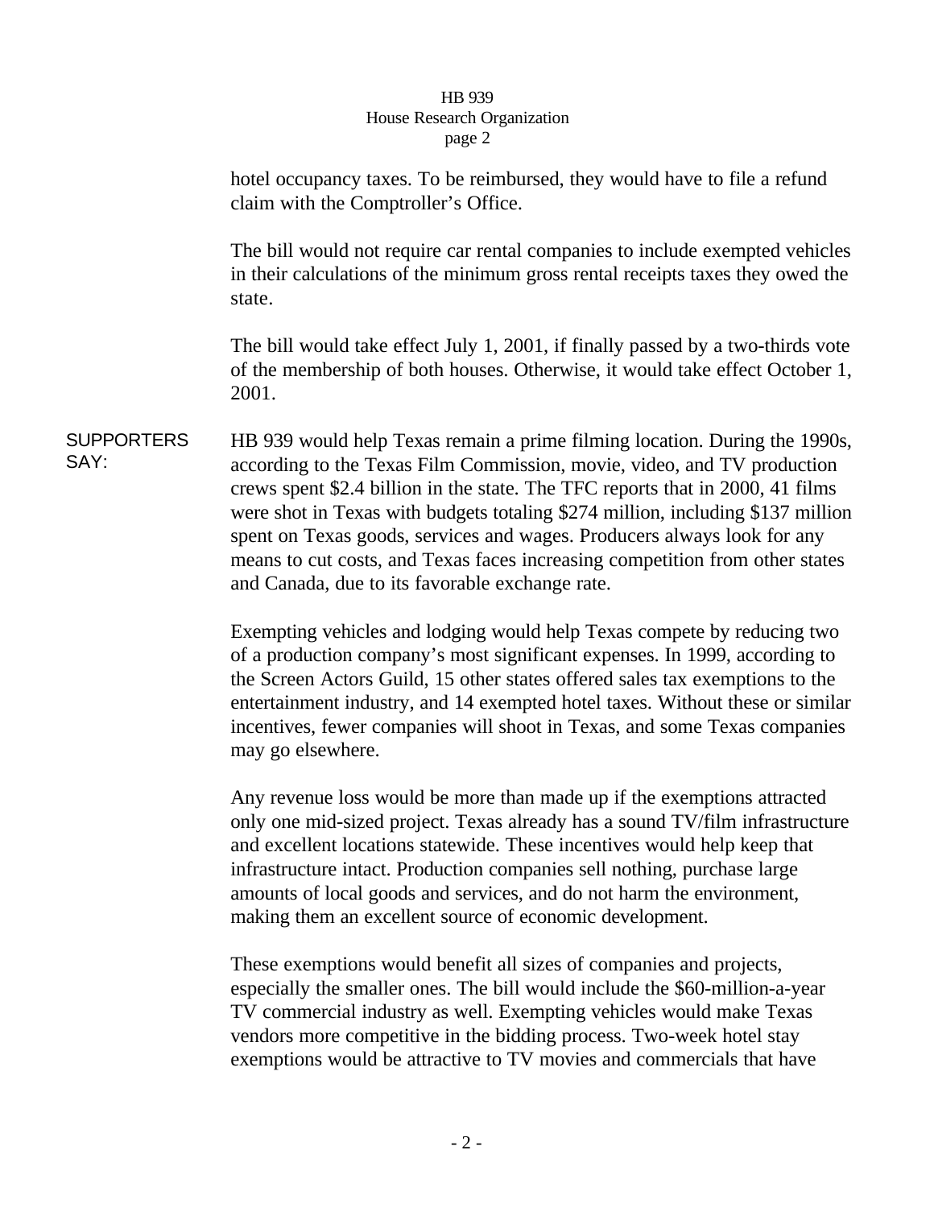hotel occupancy taxes. To be reimbursed, they would have to file a refund claim with the Comptroller's Office.

The bill would not require car rental companies to include exempted vehicles in their calculations of the minimum gross rental receipts taxes they owed the state.

The bill would take effect July 1, 2001, if finally passed by a two-thirds vote of the membership of both houses. Otherwise, it would take effect October 1, 2001.

**SUPPORTERS SAY:**

HB 939 would help Texas remain a prime filming location. During the 1990s, according to the Texas Film Commission, movie, video, and TV production crews spent $2.4 billion in the state. The TFC reports that in 2000, 41 films were shot in Texas with budgets totaling $274 million, including $137 million spent on Texas goods, services and wages. Producers always look for any means to cut costs, and Texas faces increasing competition from other states and Canada, due to its favorable exchange rate.

Exempting vehicles and lodging would help Texas compete by reducing two of a production company's most significant expenses. In 1999, according to the Screen Actors Guild, 15 other states offered sales tax exemptions to the entertainment industry, and 14 exempted hotel taxes. Without these or similar incentives, fewer companies will shoot in Texas, and some Texas companies may go elsewhere.

Any revenue loss would be more than made up if the exemptions attracted only one mid-sized project. Texas already has a sound TV/film infrastructure and excellent locations statewide. These incentives would help keep that infrastructure intact. Production companies sell nothing, purchase large amounts of local goods and services, and do not harm the environment, making them an excellent source of economic development.

These exemptions would benefit all sizes of companies and projects, especially the smaller ones. The bill would include the $60-million-a-year TV commercial industry as well. Exempting vehicles would make Texas vendors more competitive in the bidding process. Two-week hotel stay exemptions would be attractive to TV movies and commercials that have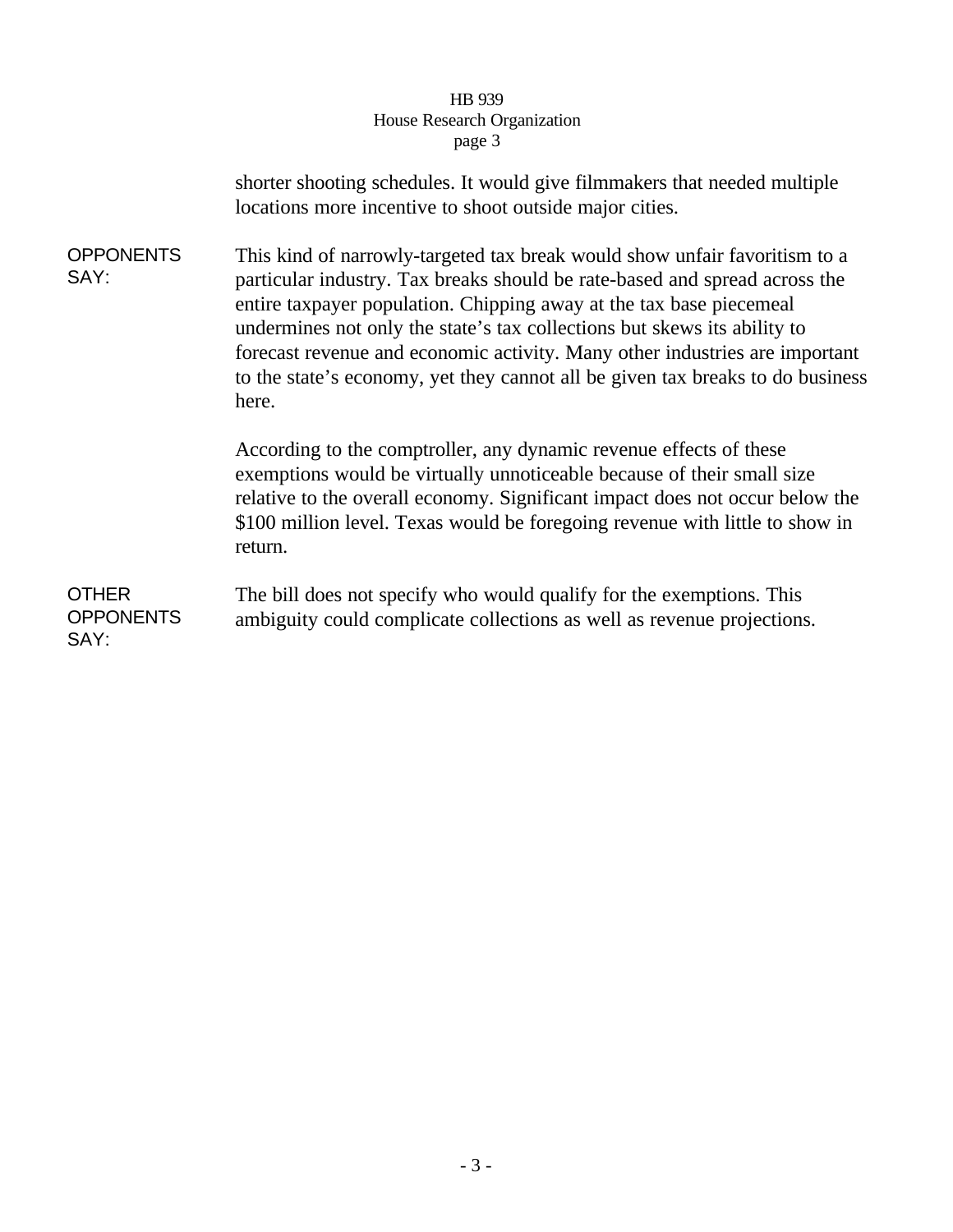shorter shooting schedules. It would give filmmakers that needed multiple locations more incentive to shoot outside major cities.

**OPPONENTS SAY:** This kind of narrowly-targeted tax break would show unfair favoritism to a particular industry. Tax breaks should be rate-based and spread across the entire taxpayer population. Chipping away at the tax base piecemeal undermines not only the state's tax collections but skews its ability to forecast revenue and economic activity. Many other industries are important to the state's economy, yet they cannot all be given tax breaks to do business here.

According to the comptroller, any dynamic revenue effects of these exemptions would be virtually unnoticeable because of their small size relative to the overall economy. Significant impact does not occur below the $100 million level. Texas would be foregoing revenue with little to show in return.

**OTHER OPPONENTS SAY:** The bill does not specify who would qualify for the exemptions. This ambiguity could complicate collections as well as revenue projections.